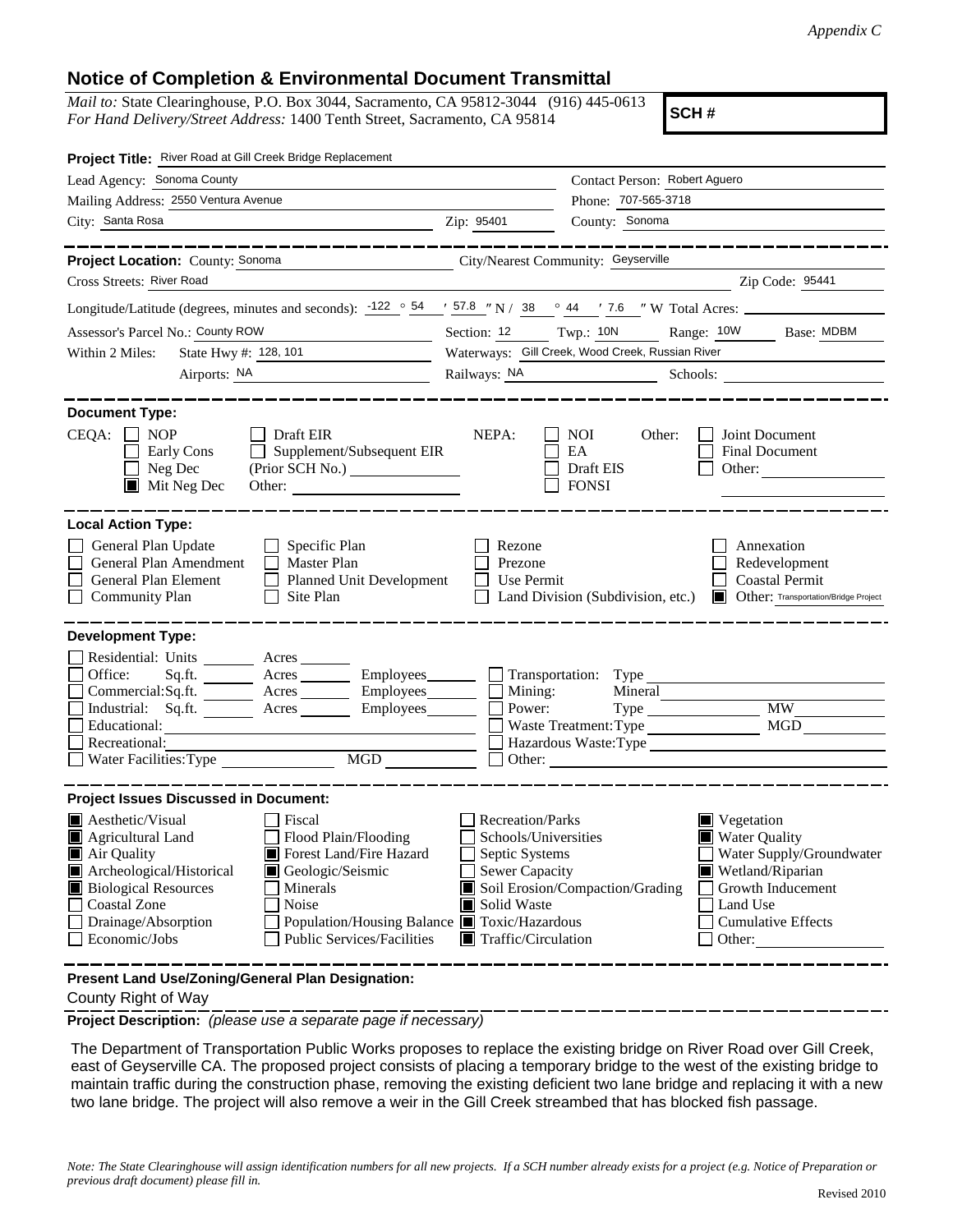*Appendix C*

## Notice of Completion & Environmental Document Transmittal

*Mail to:* State Clearinghouse, P.O. Box 3044, Sacramento, CA 95812-3044 (916) 445-0613
*For Hand Delivery/Street Address:* 1400 Tenth Street, Sacramento, CA 95814

**SCH #**

**Project Title:** River Road at Gill Creek Bridge Replacement

Lead Agency: Sonoma County
Contact Person: Robert Aguero
Mailing Address: 2550 Ventura Avenue
Phone: 707-565-3718
City: Santa Rosa
Zip: 95401
County: Sonoma

**Project Location:** County: Sonoma
City/Nearest Community: Geyserville
Cross Streets: River Road
Zip Code: 95441

Longitude/Latitude (degrees, minutes and seconds): -122 ° 54 ′ 57.8 ″ N / 38 ° 44 ′ 7.6 ″ W Total Acres:

Assessor's Parcel No.: County ROW
Section: 12 Twp.: 10N Range: 10W Base: MDBM

Within 2 Miles: State Hwy #: 128, 101
Waterways: Gill Creek, Wood Creek, Russian River
Airports: NA
Railways: NA
Schools:

**Document Type:**

CEQA: ☐ NOP ☐ Early Cons ☐ Neg Dec ☒ Mit Neg Dec ☐ Draft EIR ☐ Supplement/Subsequent EIR (Prior SCH No.) Other:

NEPA: ☐ NOI ☐ EA ☐ Draft EIS ☐ FONSI

Other: ☐ Joint Document ☐ Final Document ☐ Other:

**Local Action Type:**

☐ General Plan Update ☐ General Plan Amendment ☐ General Plan Element ☐ Community Plan ☐ Specific Plan ☐ Master Plan ☐ Planned Unit Development ☐ Site Plan ☐ Rezone ☐ Prezone ☐ Use Permit ☐ Land Division (Subdivision, etc.) ☐ Annexation ☐ Redevelopment ☐ Coastal Permit ☒ Other: Transportation/Bridge Project

**Development Type:**

☐ Residential: Units Acres
☐ Office: Sq.ft. Acres Employees
☐ Commercial: Sq.ft. Acres Employees
☐ Industrial: Sq.ft. Acres Employees
☐ Educational:
☐ Recreational:
☐ Water Facilities: Type MGD
☐ Transportation: Type
☐ Mining: Mineral
☐ Power: Type MW
☐ Waste Treatment: Type MGD
☐ Hazardous Waste: Type
☐ Other:

**Project Issues Discussed in Document:**

☒ Aesthetic/Visual
☒ Agricultural Land
☒ Air Quality
☒ Archeological/Historical
☒ Biological Resources
☐ Coastal Zone
☐ Drainage/Absorption
☐ Economic/Jobs
☐ Fiscal
☐ Flood Plain/Flooding
☒ Forest Land/Fire Hazard
☒ Geologic/Seismic
☐ Minerals
☐ Noise
☐ Population/Housing Balance
☐ Public Services/Facilities
☐ Recreation/Parks
☐ Schools/Universities
☐ Septic Systems
☐ Sewer Capacity
☒ Soil Erosion/Compaction/Grading
☒ Solid Waste
☒ Toxic/Hazardous
☒ Traffic/Circulation
☒ Vegetation
☒ Water Quality
☐ Water Supply/Groundwater
☒ Wetland/Riparian
☐ Growth Inducement
☐ Land Use
☐ Cumulative Effects
☐ Other:

**Present Land Use/Zoning/General Plan Designation:**

County Right of Way

**Project Description:** *(please use a separate page if necessary)*

The Department of Transportation Public Works proposes to replace the existing bridge on River Road over Gill Creek, east of Geyserville CA. The proposed project consists of placing a temporary bridge to the west of the existing bridge to maintain traffic during the construction phase, removing the existing deficient two lane bridge and replacing it with a new two lane bridge. The project will also remove a weir in the Gill Creek streambed that has blocked fish passage.

*Note: The State Clearinghouse will assign identification numbers for all new projects. If a SCH number already exists for a project (e.g. Notice of Preparation or previous draft document) please fill in.*

Revised 2010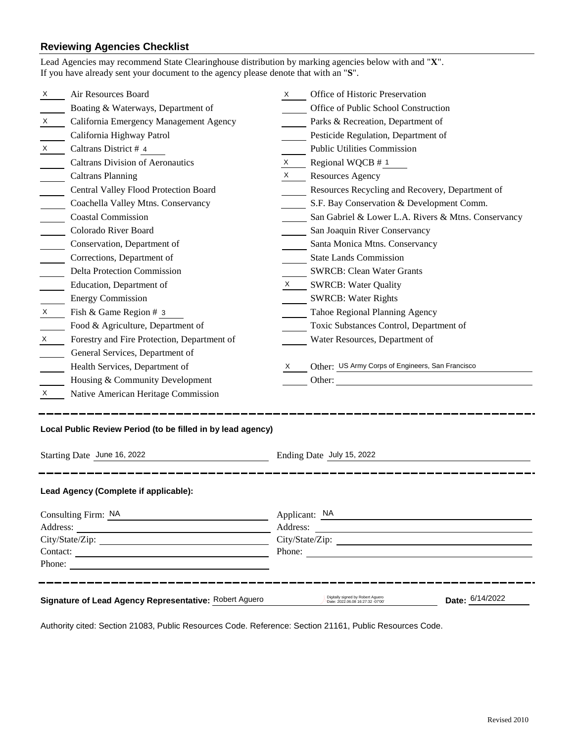## Reviewing Agencies Checklist

Lead Agencies may recommend State Clearinghouse distribution by marking agencies below with and "**X**".
If you have already sent your document to the agency please denote that with an "**S**".

| | | | |
|---|---|---|---|
| X | Air Resources Board | X | Office of Historic Preservation |
| | Boating & Waterways, Department of | | Office of Public School Construction |
| X | California Emergency Management Agency | | Parks & Recreation, Department of |
| | California Highway Patrol | | Pesticide Regulation, Department of |
| X | Caltrans District # 4 | | Public Utilities Commission |
| | Caltrans Division of Aeronautics | X | Regional WQCB # 1 |
| | Caltrans Planning | X | Resources Agency |
| | Central Valley Flood Protection Board | | Resources Recycling and Recovery, Department of |
| | Coachella Valley Mtns. Conservancy | | S.F. Bay Conservation & Development Comm. |
| | Coastal Commission | | San Gabriel & Lower L.A. Rivers & Mtns. Conservancy |
| | Colorado River Board | | San Joaquin River Conservancy |
| | Conservation, Department of | | Santa Monica Mtns. Conservancy |
| | Corrections, Department of | | State Lands Commission |
| | Delta Protection Commission | | SWRCB: Clean Water Grants |
| | Education, Department of | X | SWRCB: Water Quality |
| | Energy Commission | | SWRCB: Water Rights |
| X | Fish & Game Region # 3 | | Tahoe Regional Planning Agency |
| | Food & Agriculture, Department of | | Toxic Substances Control, Department of |
| X | Forestry and Fire Protection, Department of | | Water Resources, Department of |
| | General Services, Department of | | |
| | Health Services, Department of | X | Other: US Army Corps of Engineers, San Francisco |
| | Housing & Community Development | | Other: |
| X | Native American Heritage Commission | | |

---

**Local Public Review Period (to be filled in by lead agency)**

Starting Date June 16, 2022 Ending Date July 15, 2022

---

**Lead Agency (Complete if applicable):**

Consulting Firm: NA
Address:
City/State/Zip:
Contact:
Phone:

Applicant: NA
Address:
City/State/Zip:
Phone:

---

**Signature of Lead Agency Representative:** Robert Aguero Digitally signed by Robert Aguero Date: 2022.06.08 16:27:32 -07'00' **Date:** 6/14/2022

Authority cited: Section 21083, Public Resources Code. Reference: Section 21161, Public Resources Code.

Revised 2010